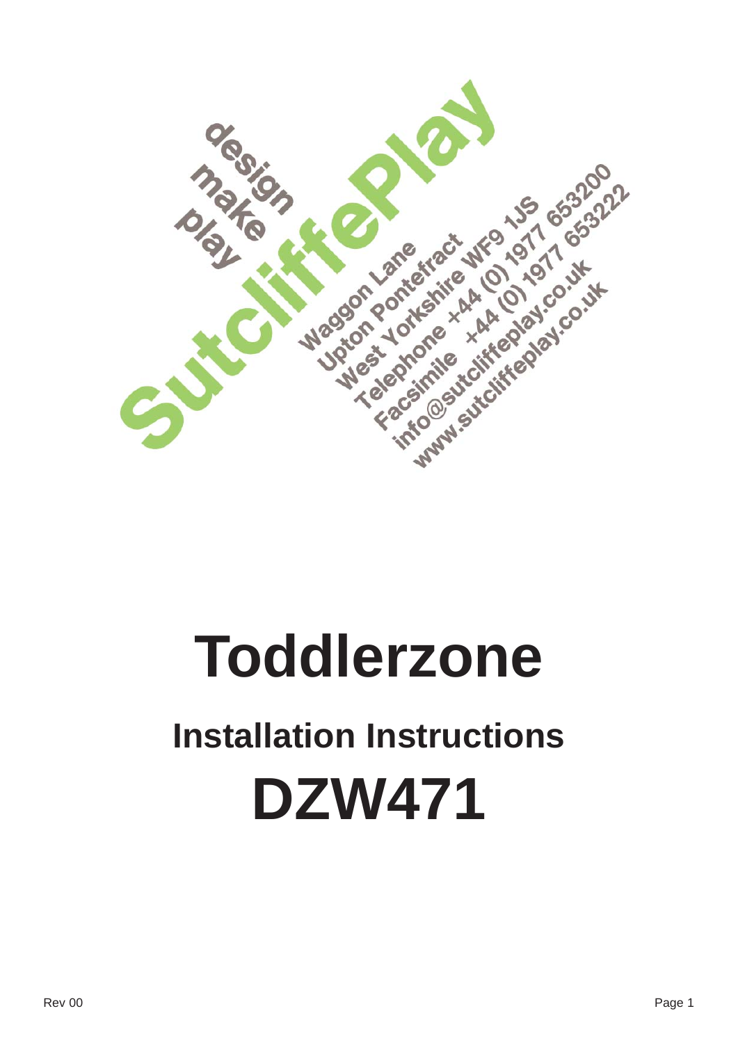design
make
play

SutcliffePlay

Waggon Lane
Upton Pontefract
West Yorkshire WF9 1JS
Telephone +44 (0) 1977 653200
Facsimile +44 (0) 1977 653222
info@sutcliffeplay.co.uk
www.sutcliffeplay.co.uk

# Toddlerzone

## Installation Instructions

# DZW471

Rev 00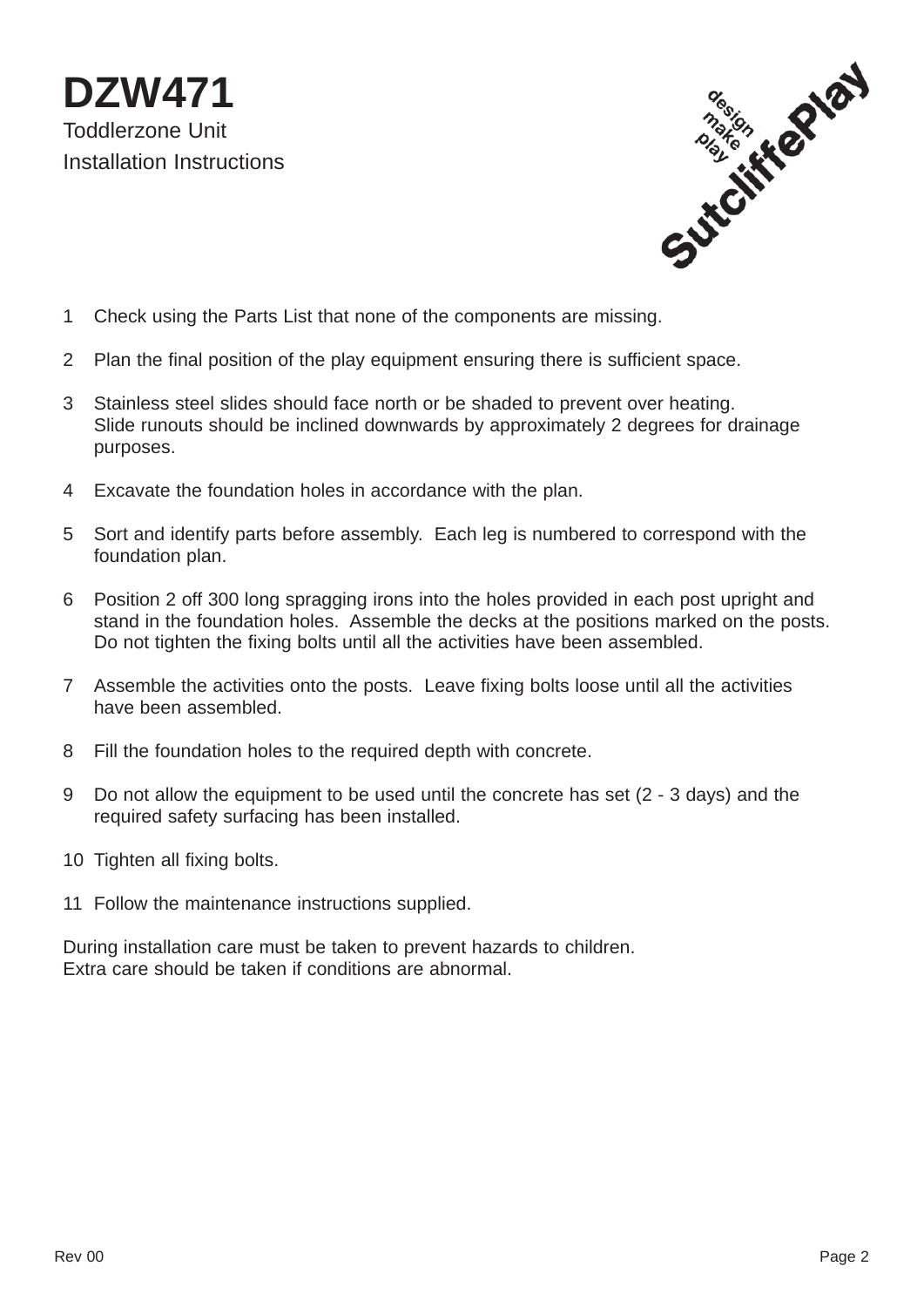# DZW471

Toddlerzone Unit

Installation Instructions

1. Check using the Parts List that none of the components are missing.
2. Plan the final position of the play equipment ensuring there is sufficient space.
3. Stainless steel slides should face north or be shaded to prevent over heating.
   Slide runouts should be inclined downwards by approximately 2 degrees for drainage purposes.
4. Excavate the foundation holes in accordance with the plan.
5. Sort and identify parts before assembly. Each leg is numbered to correspond with the foundation plan.
6. Position 2 off 300 long spragging irons into the holes provided in each post upright and stand in the foundation holes. Assemble the decks at the positions marked on the posts. Do not tighten the fixing bolts until all the activities have been assembled.
7. Assemble the activities onto the posts. Leave fixing bolts loose until all the activities have been assembled.
8. Fill the foundation holes to the required depth with concrete.
9. Do not allow the equipment to be used until the concrete has set (2 - 3 days) and the required safety surfacing has been installed.
10. Tighten all fixing bolts.
11. Follow the maintenance instructions supplied.

During installation care must be taken to prevent hazards to children.
Extra care should be taken if conditions are abnormal.

Rev 00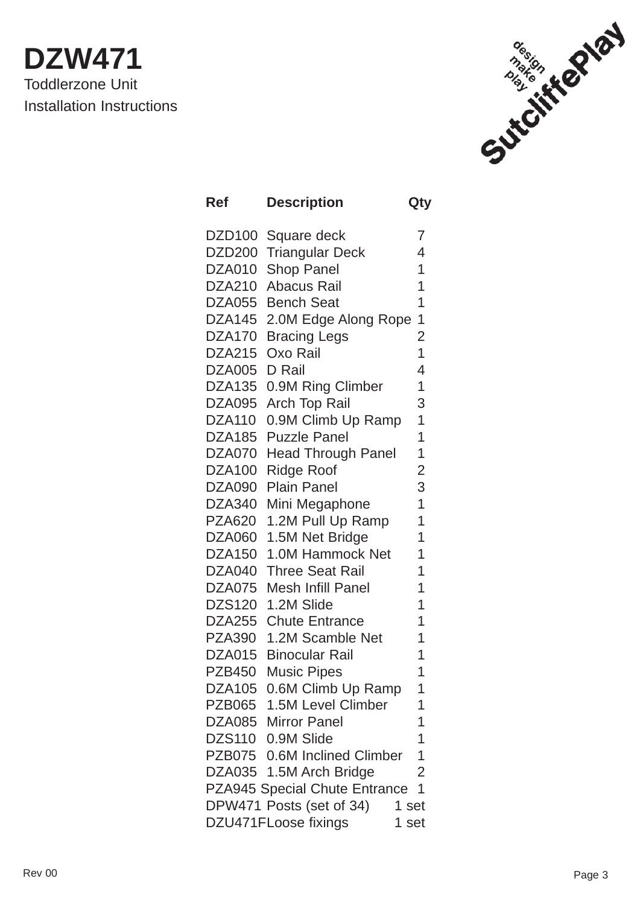# DZW471

Toddlerzone Unit

Installation Instructions

SutcliffePlay design make play

| Ref | Description | Qty |
|---|---|---|
| DZD100 | Square deck | 7 |
| DZD200 | Triangular Deck | 4 |
| DZA010 | Shop Panel | 1 |
| DZA210 | Abacus Rail | 1 |
| DZA055 | Bench Seat | 1 |
| DZA145 | 2.0M Edge Along Rope | 1 |
| DZA170 | Bracing Legs | 2 |
| DZA215 | Oxo Rail | 1 |
| DZA005 | D Rail | 4 |
| DZA135 | 0.9M Ring Climber | 1 |
| DZA095 | Arch Top Rail | 3 |
| DZA110 | 0.9M Climb Up Ramp | 1 |
| DZA185 | Puzzle Panel | 1 |
| DZA070 | Head Through Panel | 1 |
| DZA100 | Ridge Roof | 2 |
| DZA090 | Plain Panel | 3 |
| DZA340 | Mini Megaphone | 1 |
| PZA620 | 1.2M Pull Up Ramp | 1 |
| DZA060 | 1.5M Net Bridge | 1 |
| DZA150 | 1.0M Hammock Net | 1 |
| DZA040 | Three Seat Rail | 1 |
| DZA075 | Mesh Infill Panel | 1 |
| DZS120 | 1.2M Slide | 1 |
| DZA255 | Chute Entrance | 1 |
| PZA390 | 1.2M Scamble Net | 1 |
| DZA015 | Binocular Rail | 1 |
| PZB450 | Music Pipes | 1 |
| DZA105 | 0.6M Climb Up Ramp | 1 |
| PZB065 | 1.5M Level Climber | 1 |
| DZA085 | Mirror Panel | 1 |
| DZS110 | 0.9M Slide | 1 |
| PZB075 | 0.6M Inclined Climber | 1 |
| DZA035 | 1.5M Arch Bridge | 2 |
| PZA945 | Special Chute Entrance | 1 |
| DPW471 | Posts (set of 34) | 1 set |
| DZU471F | Loose fixings | 1 set |

Rev 00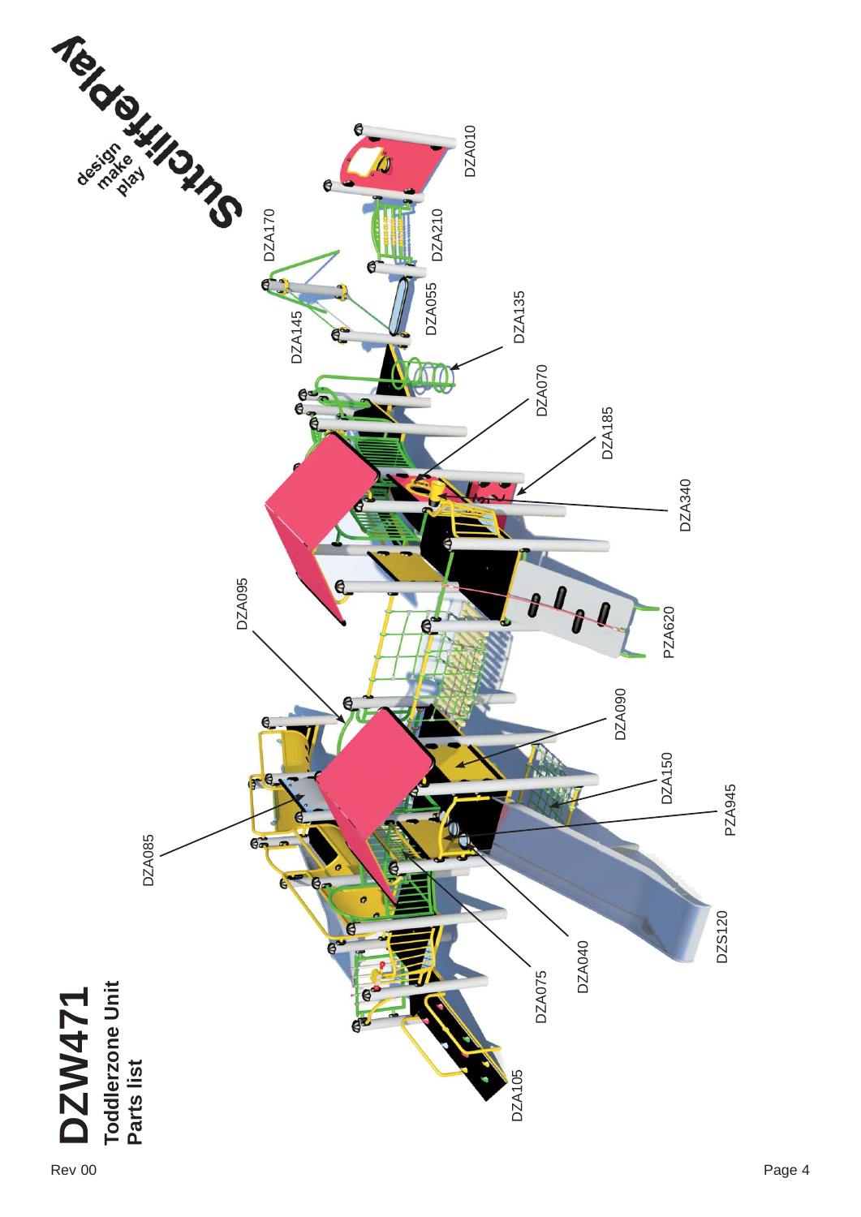# DZW471

## Toddlerzone Unit

## Parts list

Rev 00

Sutcliffeplay

design
make
play

DZA010

DZA170

DZA210

DZA055

DZA145

DZA135

DZA070

DZA185

DZA340

DZA095

PZA620

DZA090

DZA150

PZA945

DZA085

DZS120

DZA040

DZA075

DZA105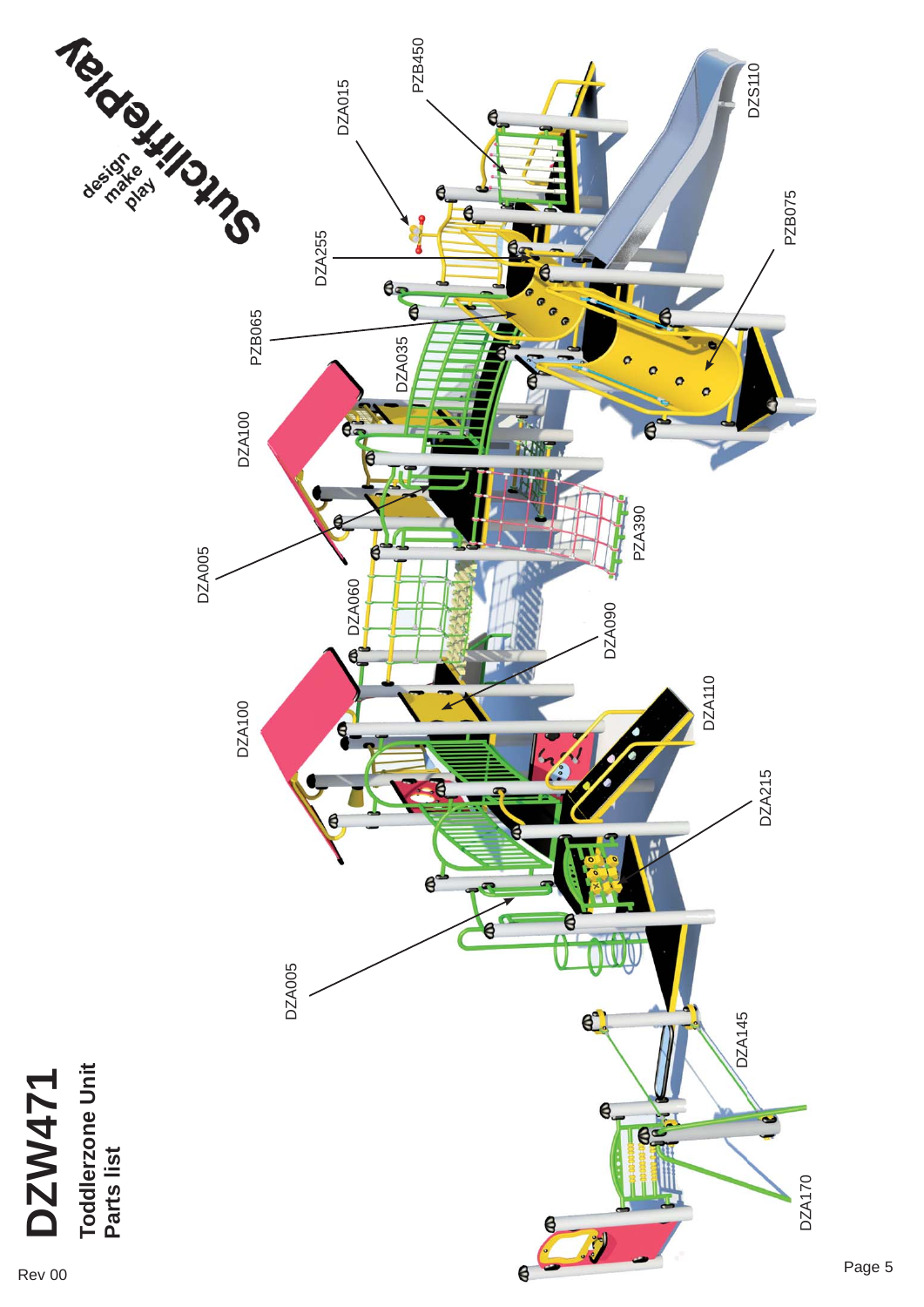# DZW471

**Toddlerzone Unit**
**Parts list**

Rev 00

DZA015

PZB450

DZS110

DZA255

PZB075

PZB065

DZA035

DZA100

DZA005

PZA390

DZA060

DZA090

DZA110

DZA100

DZA215

DZA005

DZA145

DZA170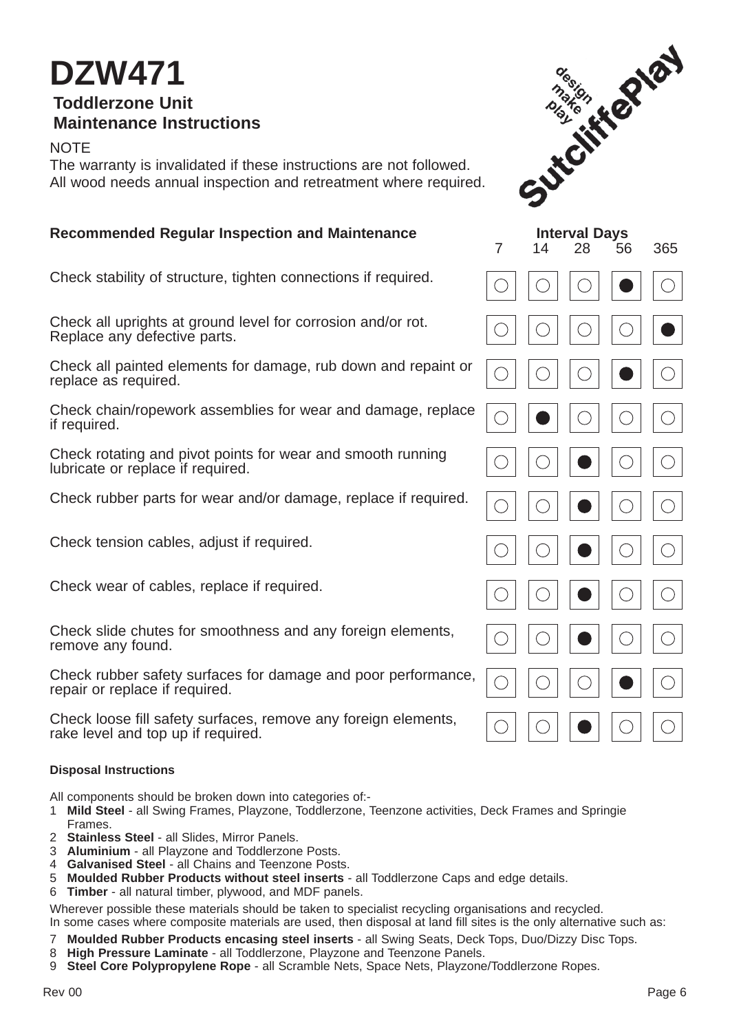# DZW471

## Toddlerzone Unit
## Maintenance Instructions

NOTE
The warranty is invalidated if these instructions are not followed.
All wood needs annual inspection and retreatment where required.

| Recommended Regular Inspection and Maintenance | Interval Days 7 | 14 | 28 | 56 | 365 |
|---|---|---|---|---|---|
| Check stability of structure, tighten connections if required. | ○ | ○ | ○ | ● | ○ |
| Check all uprights at ground level for corrosion and/or rot. Replace any defective parts. | ○ | ○ | ○ | ○ | ● |
| Check all painted elements for damage, rub down and repaint or replace as required. | ○ | ○ | ○ | ● | ○ |
| Check chain/ropework assemblies for wear and damage, replace if required. | ○ | ● | ○ | ○ | ○ |
| Check rotating and pivot points for wear and smooth running lubricate or replace if required. | ○ | ○ | ● | ○ | ○ |
| Check rubber parts for wear and/or damage, replace if required. | ○ | ○ | ● | ○ | ○ |
| Check tension cables, adjust if required. | ○ | ○ | ● | ○ | ○ |
| Check wear of cables, replace if required. | ○ | ○ | ● | ○ | ○ |
| Check slide chutes for smoothness and any foreign elements, remove any found. | ○ | ○ | ● | ○ | ○ |
| Check rubber safety surfaces for damage and poor performance, repair or replace if required. | ○ | ○ | ○ | ● | ○ |
| Check loose fill safety surfaces, remove any foreign elements, rake level and top up if required. | ○ | ○ | ● | ○ | ○ |

**Disposal Instructions**

All components should be broken down into categories of:-

1. **Mild Steel** - all Swing Frames, Playzone, Toddlerzone, Teenzone activities, Deck Frames and Springie Frames.
2. **Stainless Steel** - all Slides, Mirror Panels.
3. **Aluminium** - all Playzone and Toddlerzone Posts.
4. **Galvanised Steel** - all Chains and Teenzone Posts.
5. **Moulded Rubber Products without steel inserts** - all Toddlerzone Caps and edge details.
6. **Timber** - all natural timber, plywood, and MDF panels.

Wherever possible these materials should be taken to specialist recycling organisations and recycled.
In some cases where composite materials are used, then disposal at land fill sites is the only alternative such as:

7. **Moulded Rubber Products encasing steel inserts** - all Swing Seats, Deck Tops, Duo/Dizzy Disc Tops.
8. **High Pressure Laminate** - all Toddlerzone, Playzone and Teenzone Panels.
9. **Steel Core Polypropylene Rope** - all Scramble Nets, Space Nets, Playzone/Toddlerzone Ropes.

Rev 00